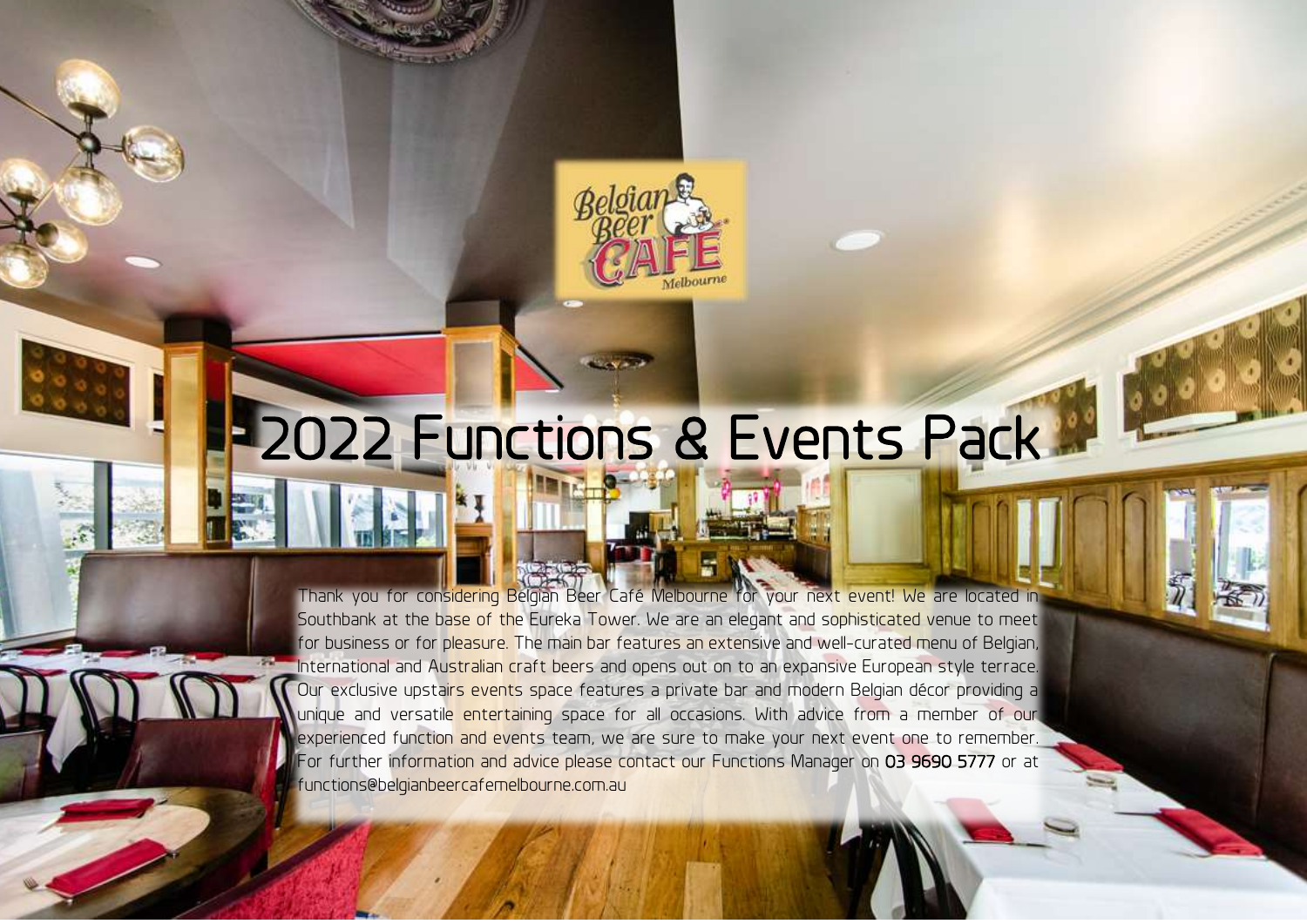# 2022 Functions & Events Pack

Thank you for considering Belgian Beer Café Melbourne for your next event! We are located in Southbank at the base of the Eureka Tower. We are an elegant and sophisticated venue to meet for business or for pleasure. The main bar features an extensive and well-curated menu of Belgian, International and Australian craft beers and opens out on to an expansive European style terrace. Our exclusive upstairs events space features a private bar and modern Belgian décor providing a unique and versatile entertaining space for all occasions. With advice from a member of our experienced function and events team, we are sure to make your next event one to remember. For further information and advice please contact our Functions Manager on **03 9690 5777** or at functions@belgianbeercafemelbourne.com.au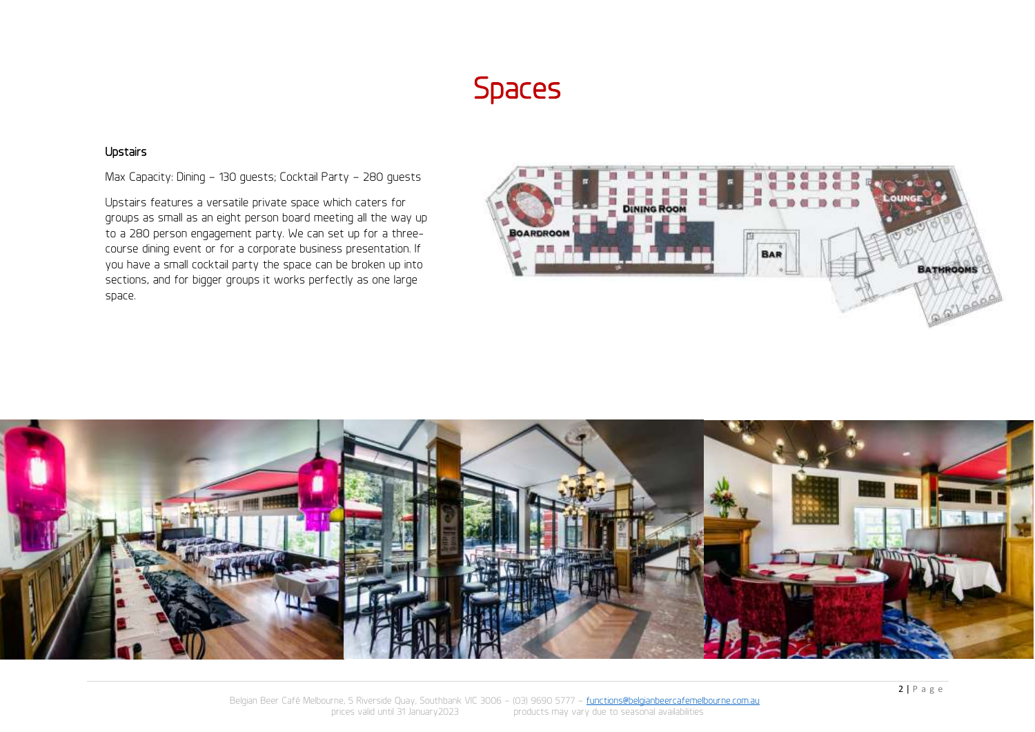# Spaces

### Upstairs

Max Capacity: Dining – 130 guests; Cocktail Party – 280 guests

Upstairs features a versatile private space which caters for groups as small as an eight person board meeting all the way up to a 280 person engagement party. We can set up for a three-course dining event or for a corporate business presentation. If you have a small cocktail party the space can be broken up into sections, and for bigger groups it works perfectly as one large space.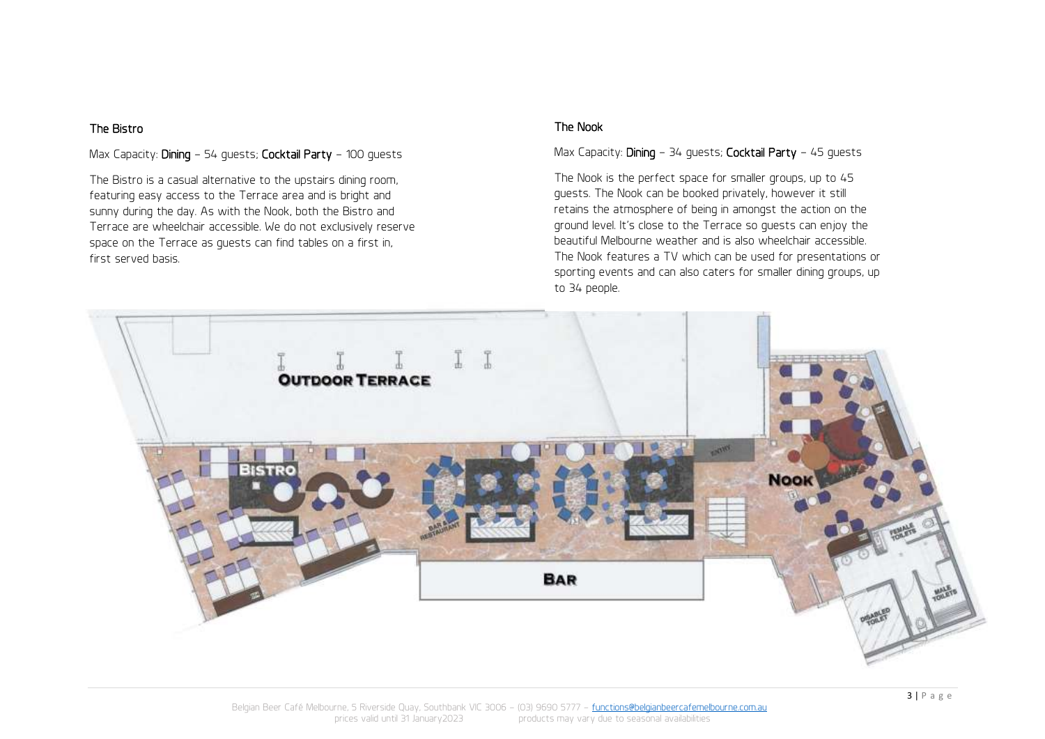## The Bistro

Max Capacity: **Dining** – 54 guests; **Cocktail Party** – 100 guests

The Bistro is a casual alternative to the upstairs dining room, featuring easy access to the Terrace area and is bright and sunny during the day. As with the Nook, both the Bistro and Terrace are wheelchair accessible. We do not exclusively reserve space on the Terrace as guests can find tables on a first in, first served basis.

## The Nook

Max Capacity: **Dining** – 34 guests; **Cocktail Party** – 45 guests

The Nook is the perfect space for smaller groups, up to 45 guests. The Nook can be booked privately, however it still retains the atmosphere of being in amongst the action on the ground level. It's close to the Terrace so guests can enjoy the beautiful Melbourne weather and is also wheelchair accessible. The Nook features a TV which can be used for presentations or sporting events and can also caters for smaller dining groups, up to 34 people.

OUTDOOR TERRACE

BISTRO

NOOK

BAR

Belgian Beer Café Melbourne, 5 Riverside Quay, Southbank VIC 3006 – (03) 9690 5777 – functions@belgianbeercafemelbourne.com.au
prices valid until 31 January2023 products may vary due to seasonal availabilities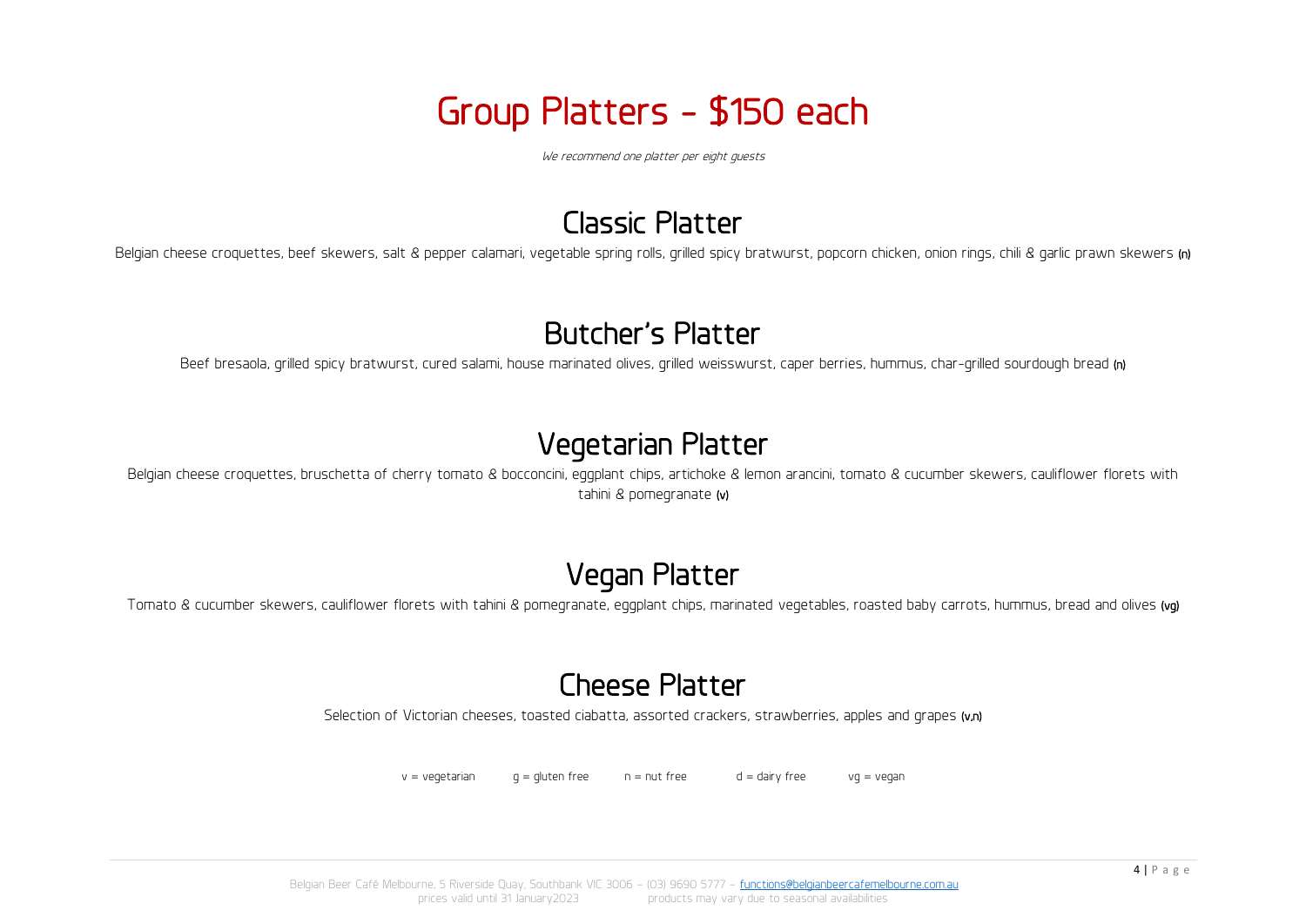# Group Platters - $150 each

*We recommend one platter per eight guests*

## Classic Platter

Belgian cheese croquettes, beef skewers, salt & pepper calamari, vegetable spring rolls, grilled spicy bratwurst, popcorn chicken, onion rings, chili & garlic prawn skewers (n)

## Butcher's Platter

Beef bresaola, grilled spicy bratwurst, cured salami, house marinated olives, grilled weisswurst, caper berries, hummus, char-grilled sourdough bread (n)

## Vegetarian Platter

Belgian cheese croquettes, bruschetta of cherry tomato & bocconcini, eggplant chips, artichoke & lemon arancini, tomato & cucumber skewers, cauliflower florets with tahini & pomegranate (v)

## Vegan Platter

Tomato & cucumber skewers, cauliflower florets with tahini & pomegranate, eggplant chips, marinated vegetables, roasted baby carrots, hummus, bread and olives (vg)

## Cheese Platter

Selection of Victorian cheeses, toasted ciabatta, assorted crackers, strawberries, apples and grapes (v,n)

v = vegetarian    g = gluten free    n = nut free    d = dairy free    vg = vegan

Belgian Beer Café Melbourne, 5 Riverside Quay, Southbank VIC 3006 – (03) 9690 5777 – functions@belgianbeercafemelbourne.com.au
prices valid until 31 January2023    products may vary due to seasonal availabilities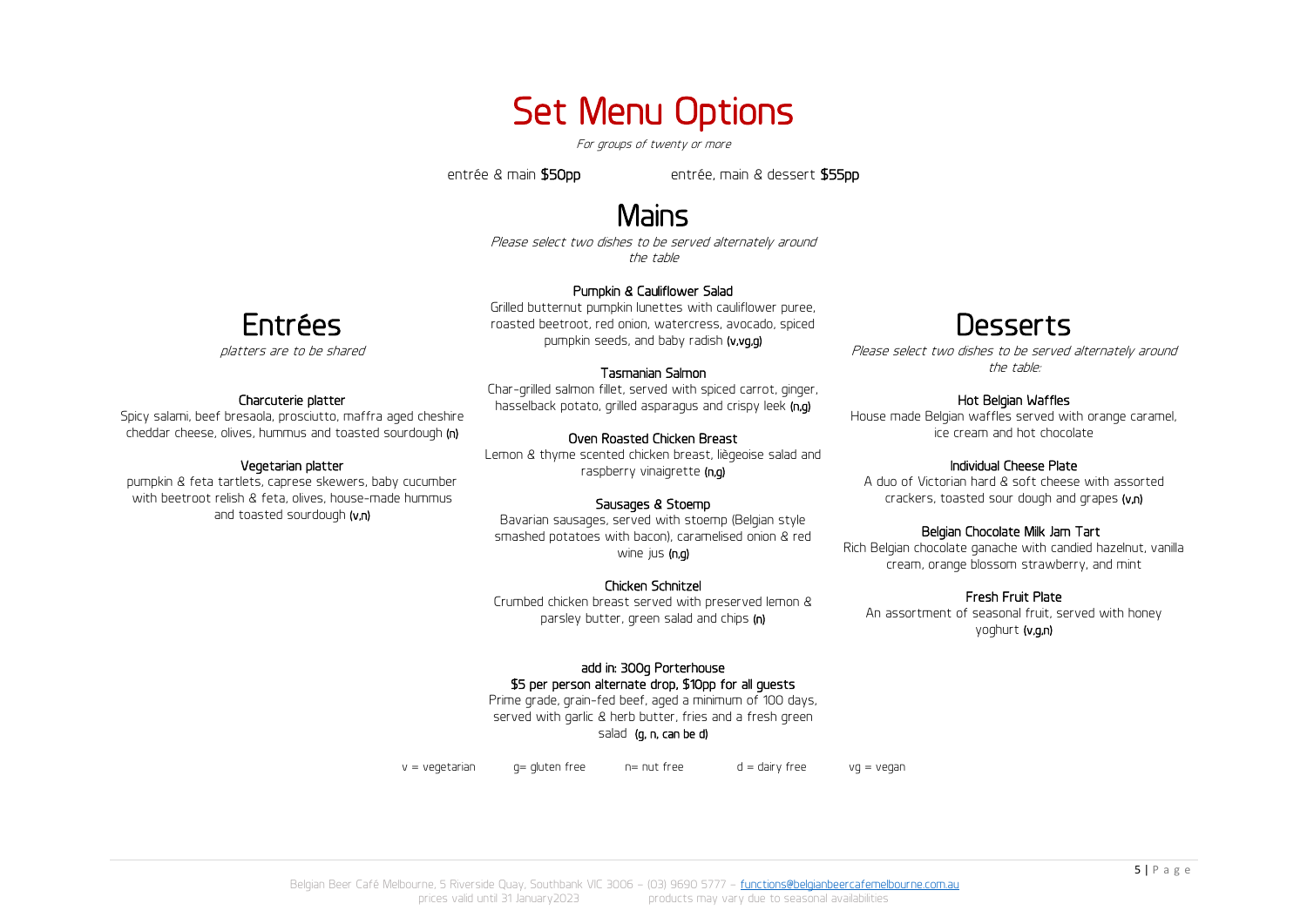# Set Menu Options

*For groups of twenty or more*

entrée & main **$50pp** entrée, main & dessert **$55pp**

## Entrées

*platters are to be shared*

**Charcuterie platter**
Spicy salami, beef bresaola, prosciutto, maffra aged cheshire cheddar cheese, olives, hummus and toasted sourdough **(n)**

**Vegetarian platter**
pumpkin & feta tartlets, caprese skewers, baby cucumber with beetroot relish & feta, olives, house-made hummus and toasted sourdough **(v,n)**

## Mains

*Please select two dishes to be served alternately around the table*

**Pumpkin & Cauliflower Salad**
Grilled butternut pumpkin lunettes with cauliflower puree, roasted beetroot, red onion, watercress, avocado, spiced pumpkin seeds, and baby radish **(v,vg,g)**

**Tasmanian Salmon**
Char-grilled salmon fillet, served with spiced carrot, ginger, hasselback potato, grilled asparagus and crispy leek **(n,g)**

**Oven Roasted Chicken Breast**
Lemon & thyme scented chicken breast, liègeoise salad and raspberry vinaigrette **(n,g)**

**Sausages & Stoemp**
Bavarian sausages, served with stoemp (Belgian style smashed potatoes with bacon), caramelised onion & red wine jus **(n,g)**

**Chicken Schnitzel**
Crumbed chicken breast served with preserved lemon & parsley butter, green salad and chips **(n)**

**add in: 300g Porterhouse**
**$5 per person alternate drop, $10pp for all guests**
Prime grade, grain-fed beef, aged a minimum of 100 days, served with garlic & herb butter, fries and a fresh green salad **(g, n, can be d)**

## Desserts

*Please select two dishes to be served alternately around the table:*

**Hot Belgian Waffles**
House made Belgian waffles served with orange caramel, ice cream and hot chocolate

**Individual Cheese Plate**
A duo of Victorian hard & soft cheese with assorted crackers, toasted sour dough and grapes **(v,n)**

**Belgian Chocolate Milk Jam Tart**
Rich Belgian chocolate ganache with candied hazelnut, vanilla cream, orange blossom strawberry, and mint

**Fresh Fruit Plate**
An assortment of seasonal fruit, served with honey yoghurt **(v,g,n)**

v = vegetarian g= gluten free n= nut free d = dairy free vg = vegan

Belgian Beer Café Melbourne, 5 Riverside Quay, Southbank VIC 3006 – (03) 9690 5777 – functions@belgianbeercafemelbourne.com.au
prices valid until 31 January2023 products may vary due to seasonal availabilities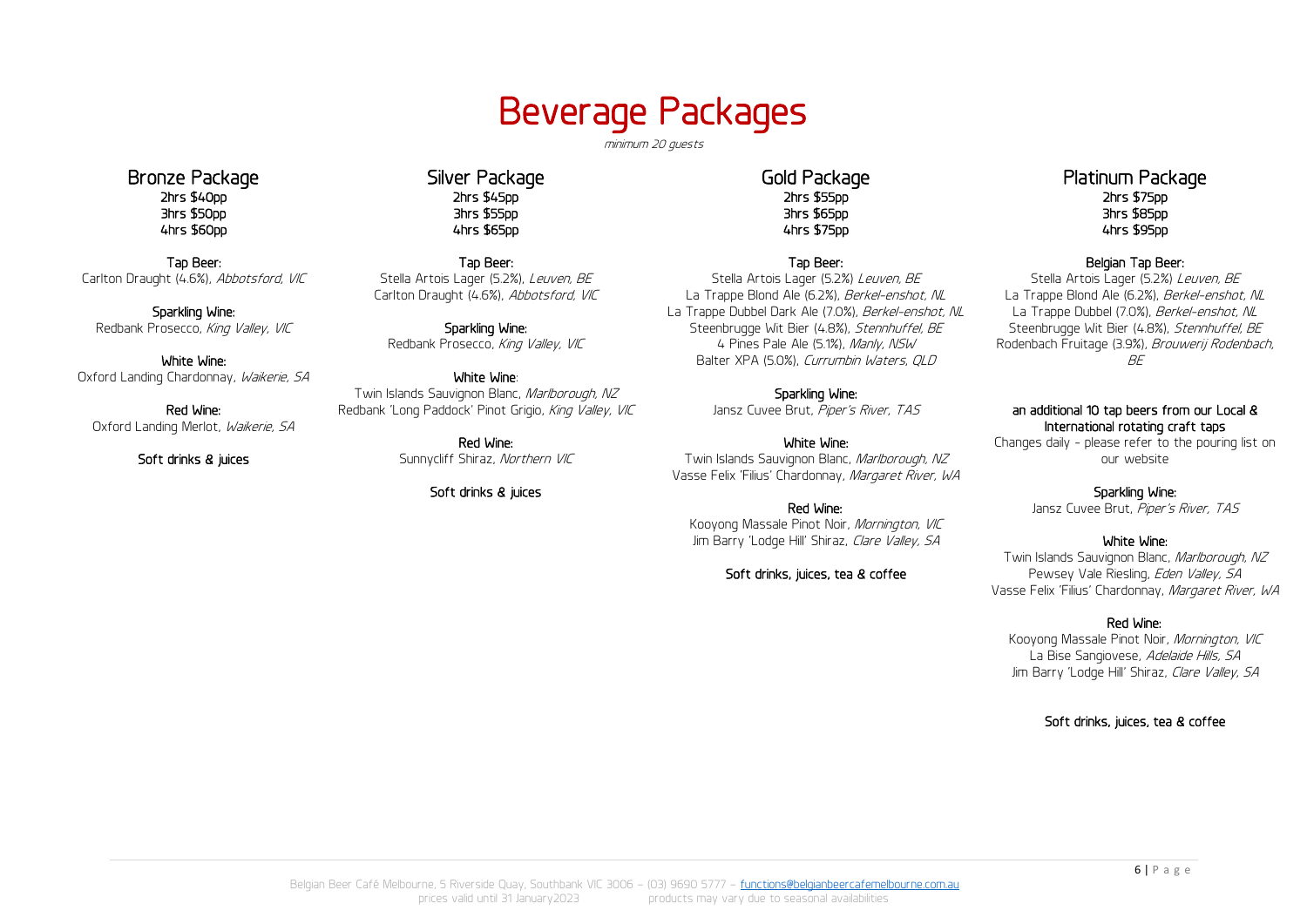# Beverage Packages

*minimum 20 guests*

## Bronze Package

2hrs $40pp
3hrs $50pp
4hrs $60pp

**Tap Beer:**
Carlton Draught (4.6%), *Abbotsford, VIC*

**Sparkling Wine:**
Redbank Prosecco, *King Valley, VIC*

**White Wine:**
Oxford Landing Chardonnay, *Waikerie, SA*

**Red Wine:**
Oxford Landing Merlot, *Waikerie, SA*

**Soft drinks & juices**

## Silver Package

2hrs $45pp
3hrs $55pp
4hrs $65pp

**Tap Beer:**
Stella Artois Lager (5.2%), *Leuven, BE*
Carlton Draught (4.6%), *Abbotsford, VIC*

**Sparkling Wine:**
Redbank Prosecco, *King Valley, VIC*

**White Wine:**
Twin Islands Sauvignon Blanc, *Marlborough, NZ*
Redbank 'Long Paddock' Pinot Grigio, *King Valley, VIC*

**Red Wine:**
Sunnycliff Shiraz, *Northern VIC*

**Soft drinks & juices**

## Gold Package

2hrs $55pp
3hrs $65pp
4hrs $75pp

**Tap Beer:**
Stella Artois Lager (5.2%) *Leuven, BE*
La Trappe Blond Ale (6.2%), *Berkel-enshot, NL*
La Trappe Dubbel Dark Ale (7.0%), *Berkel-enshot, NL*
Steenbrugge Wit Bier (4.8%), *Stennhuffel, BE*
4 Pines Pale Ale (5.1%), *Manly, NSW*
Balter XPA (5.0%), *Currumbin Waters, QLD*

**Sparkling Wine:**
Jansz Cuvee Brut, *Piper's River, TAS*

**White Wine:**
Twin Islands Sauvignon Blanc, *Marlborough, NZ*
Vasse Felix 'Filius' Chardonnay, *Margaret River, WA*

**Red Wine:**
Kooyong Massale Pinot Noir, *Mornington, VIC*
Jim Barry 'Lodge Hill' Shiraz, *Clare Valley, SA*

**Soft drinks, juices, tea & coffee**

## Platinum Package

2hrs $75pp
3hrs $85pp
4hrs $95pp

**Belgian Tap Beer:**
Stella Artois Lager (5.2%) *Leuven, BE*
La Trappe Blond Ale (6.2%), *Berkel-enshot, NL*
La Trappe Dubbel (7.0%), *Berkel-enshot, NL*
Steenbrugge Wit Bier (4.8%), *Stennhuffel, BE*
Rodenbach Fruitage (3.9%), *Brouwerij Rodenbach, BE*

**an additional 10 tap beers from our Local & International rotating craft taps**
Changes daily - please refer to the pouring list on our website

**Sparkling Wine:**
Jansz Cuvee Brut, *Piper's River, TAS*

**White Wine:**
Twin Islands Sauvignon Blanc, *Marlborough, NZ*
Pewsey Vale Riesling, *Eden Valley, SA*
Vasse Felix 'Filius' Chardonnay, *Margaret River, WA*

**Red Wine:**
Kooyong Massale Pinot Noir, *Mornington, VIC*
La Bise Sangiovese, *Adelaide Hills, SA*
Jim Barry 'Lodge Hill' Shiraz, *Clare Valley, SA*

**Soft drinks, juices, tea & coffee**

Belgian Beer Café Melbourne, 5 Riverside Quay, Southbank VIC 3006 – (03) 9690 5777 – functions@belgianbeercafemelbourne.com.au
prices valid until 31 January2023 products may vary due to seasonal availabilities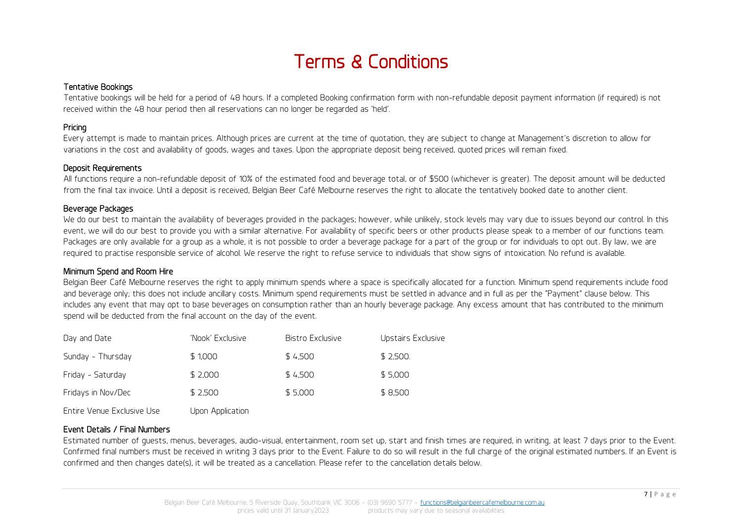# Terms & Conditions

## Tentative Bookings

Tentative bookings will be held for a period of 48 hours. If a completed Booking confirmation form with non-refundable deposit payment information (if required) is not received within the 48 hour period then all reservations can no longer be regarded as 'held'.

## Pricing

Every attempt is made to maintain prices. Although prices are current at the time of quotation, they are subject to change at Management's discretion to allow for variations in the cost and availability of goods, wages and taxes. Upon the appropriate deposit being received, quoted prices will remain fixed.

## Deposit Requirements

All functions require a non-refundable deposit of 10% of the estimated food and beverage total, or of $500 (whichever is greater). The deposit amount will be deducted from the final tax invoice. Until a deposit is received, Belgian Beer Café Melbourne reserves the right to allocate the tentatively booked date to another client.

## Beverage Packages

We do our best to maintain the availability of beverages provided in the packages; however, while unlikely, stock levels may vary due to issues beyond our control. In this event, we will do our best to provide you with a similar alternative. For availability of specific beers or other products please speak to a member of our functions team. Packages are only available for a group as a whole, it is not possible to order a beverage package for a part of the group or for individuals to opt out. By law, we are required to practise responsible service of alcohol. We reserve the right to refuse service to individuals that show signs of intoxication. No refund is available.

## Minimum Spend and Room Hire

Belgian Beer Café Melbourne reserves the right to apply minimum spends where a space is specifically allocated for a function. Minimum spend requirements include food and beverage only; this does not include ancillary costs. Minimum spend requirements must be settled in advance and in full as per the "Payment" clause below. This includes any event that may opt to base beverages on consumption rather than an hourly beverage package. Any excess amount that has contributed to the minimum spend will be deducted from the final account on the day of the event.

| Day and Date | 'Nook' Exclusive | Bistro Exclusive | Upstairs Exclusive |
|---|---|---|---|
| Sunday - Thursday | $ 1,000 | $ 4,500 | $ 2,500. |
| Friday - Saturday | $ 2,000 | $ 4,500 | $ 5,000 |
| Fridays in Nov/Dec | $ 2,500 | $ 5,000 | $ 8,500 |
| Entire Venue Exclusive Use | Upon Application | | |

## Event Details / Final Numbers

Estimated number of guests, menus, beverages, audio-visual, entertainment, room set up, start and finish times are required, in writing, at least 7 days prior to the Event. Confirmed final numbers must be received in writing 3 days prior to the Event. Failure to do so will result in the full charge of the original estimated numbers. If an Event is confirmed and then changes date(s), it will be treated as a cancellation. Please refer to the cancellation details below.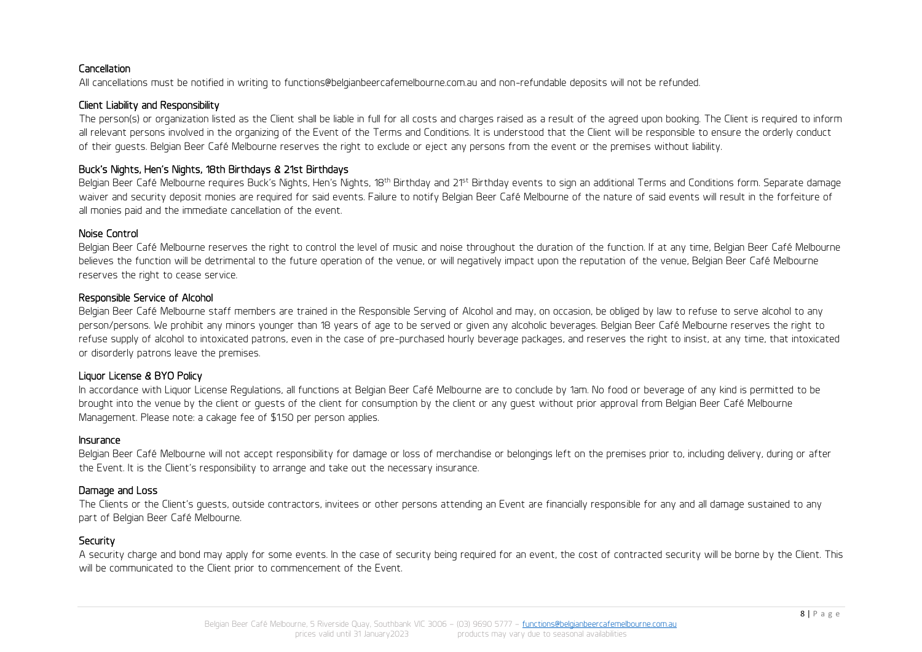### Cancellation

All cancellations must be notified in writing to functions@belgianbeercafemelbourne.com.au and non-refundable deposits will not be refunded.

### Client Liability and Responsibility

The person(s) or organization listed as the Client shall be liable in full for all costs and charges raised as a result of the agreed upon booking. The Client is required to inform all relevant persons involved in the organizing of the Event of the Terms and Conditions. It is understood that the Client will be responsible to ensure the orderly conduct of their guests. Belgian Beer Café Melbourne reserves the right to exclude or eject any persons from the event or the premises without liability.

### Buck's Nights, Hen's Nights, 18th Birthdays & 21st Birthdays

Belgian Beer Café Melbourne requires Buck's Nights, Hen's Nights, 18th Birthday and 21st Birthday events to sign an additional Terms and Conditions form. Separate damage waiver and security deposit monies are required for said events. Failure to notify Belgian Beer Café Melbourne of the nature of said events will result in the forfeiture of all monies paid and the immediate cancellation of the event.

### Noise Control

Belgian Beer Café Melbourne reserves the right to control the level of music and noise throughout the duration of the function. If at any time, Belgian Beer Café Melbourne believes the function will be detrimental to the future operation of the venue, or will negatively impact upon the reputation of the venue, Belgian Beer Café Melbourne reserves the right to cease service.

### Responsible Service of Alcohol

Belgian Beer Café Melbourne staff members are trained in the Responsible Serving of Alcohol and may, on occasion, be obliged by law to refuse to serve alcohol to any person/persons. We prohibit any minors younger than 18 years of age to be served or given any alcoholic beverages. Belgian Beer Café Melbourne reserves the right to refuse supply of alcohol to intoxicated patrons, even in the case of pre-purchased hourly beverage packages, and reserves the right to insist, at any time, that intoxicated or disorderly patrons leave the premises.

### Liquor License & BYO Policy

In accordance with Liquor License Regulations, all functions at Belgian Beer Café Melbourne are to conclude by 1am. No food or beverage of any kind is permitted to be brought into the venue by the client or guests of the client for consumption by the client or any guest without prior approval from Belgian Beer Café Melbourne Management. Please note: a cakage fee of $1.50 per person applies.

### Insurance

Belgian Beer Café Melbourne will not accept responsibility for damage or loss of merchandise or belongings left on the premises prior to, including delivery, during or after the Event. It is the Client's responsibility to arrange and take out the necessary insurance.

### Damage and Loss

The Clients or the Client's guests, outside contractors, invitees or other persons attending an Event are financially responsible for any and all damage sustained to any part of Belgian Beer Café Melbourne.

### Security

A security charge and bond may apply for some events. In the case of security being required for an event, the cost of contracted security will be borne by the Client. This will be communicated to the Client prior to commencement of the Event.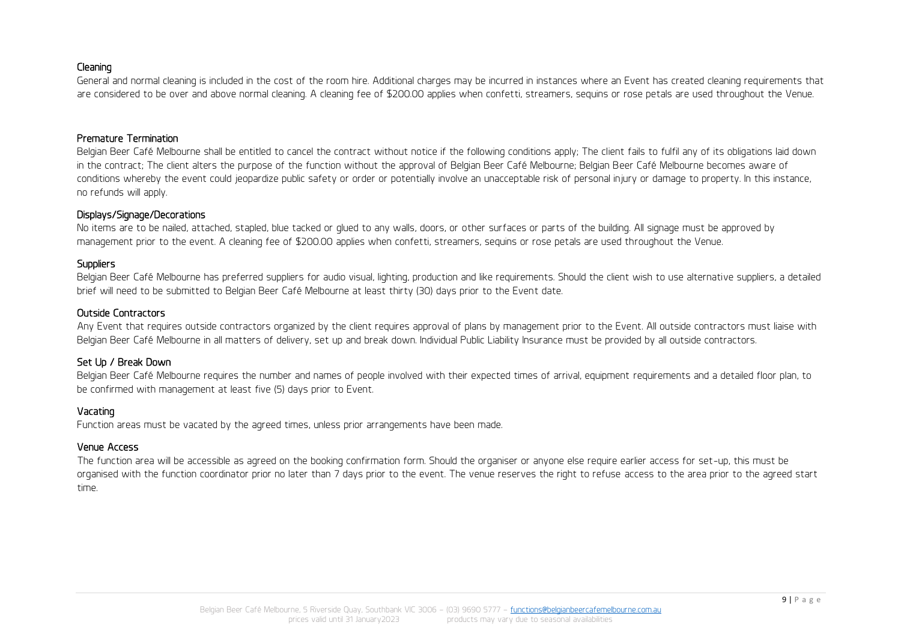### Cleaning

General and normal cleaning is included in the cost of the room hire. Additional charges may be incurred in instances where an Event has created cleaning requirements that are considered to be over and above normal cleaning. A cleaning fee of $200.00 applies when confetti, streamers, sequins or rose petals are used throughout the Venue.

### Premature Termination

Belgian Beer Café Melbourne shall be entitled to cancel the contract without notice if the following conditions apply; The client fails to fulfil any of its obligations laid down in the contract; The client alters the purpose of the function without the approval of Belgian Beer Café Melbourne; Belgian Beer Café Melbourne becomes aware of conditions whereby the event could jeopardize public safety or order or potentially involve an unacceptable risk of personal injury or damage to property. In this instance, no refunds will apply.

### Displays/Signage/Decorations

No items are to be nailed, attached, stapled, blue tacked or glued to any walls, doors, or other surfaces or parts of the building. All signage must be approved by management prior to the event. A cleaning fee of $200.00 applies when confetti, streamers, sequins or rose petals are used throughout the Venue.

### Suppliers

Belgian Beer Café Melbourne has preferred suppliers for audio visual, lighting, production and like requirements. Should the client wish to use alternative suppliers, a detailed brief will need to be submitted to Belgian Beer Café Melbourne at least thirty (30) days prior to the Event date.

### Outside Contractors

Any Event that requires outside contractors organized by the client requires approval of plans by management prior to the Event. All outside contractors must liaise with Belgian Beer Café Melbourne in all matters of delivery, set up and break down. Individual Public Liability Insurance must be provided by all outside contractors.

### Set Up / Break Down

Belgian Beer Café Melbourne requires the number and names of people involved with their expected times of arrival, equipment requirements and a detailed floor plan, to be confirmed with management at least five (5) days prior to Event.

### Vacating

Function areas must be vacated by the agreed times, unless prior arrangements have been made.

### Venue Access

The function area will be accessible as agreed on the booking confirmation form. Should the organiser or anyone else require earlier access for set-up, this must be organised with the function coordinator prior no later than 7 days prior to the event. The venue reserves the right to refuse access to the area prior to the agreed start time.